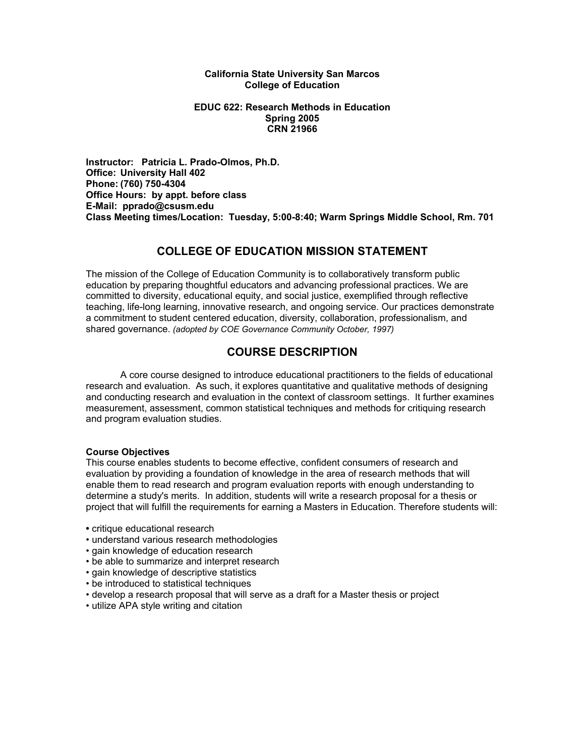**California State University San Marcos**
**College of Education**

**EDUC 622: Research Methods in Education**
**Spring 2005**
**CRN 21966**

**Instructor: Patricia L. Prado-Olmos, Ph.D.**
**Office: University Hall 402**
**Phone: (760) 750-4304**
**Office Hours: by appt. before class**
**E-Mail: pprado@csusm.edu**
**Class Meeting times/Location: Tuesday, 5:00-8:40; Warm Springs Middle School, Rm. 701**

## COLLEGE OF EDUCATION MISSION STATEMENT

The mission of the College of Education Community is to collaboratively transform public education by preparing thoughtful educators and advancing professional practices. We are committed to diversity, educational equity, and social justice, exemplified through reflective teaching, life-long learning, innovative research, and ongoing service. Our practices demonstrate a commitment to student centered education, diversity, collaboration, professionalism, and shared governance. *(adopted by COE Governance Community October, 1997)*

## COURSE DESCRIPTION

A core course designed to introduce educational practitioners to the fields of educational research and evaluation. As such, it explores quantitative and qualitative methods of designing and conducting research and evaluation in the context of classroom settings. It further examines measurement, assessment, common statistical techniques and methods for critiquing research and program evaluation studies.

### Course Objectives

This course enables students to become effective, confident consumers of research and evaluation by providing a foundation of knowledge in the area of research methods that will enable them to read research and program evaluation reports with enough understanding to determine a study's merits. In addition, students will write a research proposal for a thesis or project that will fulfill the requirements for earning a Masters in Education. Therefore students will:

- critique educational research
- understand various research methodologies
- gain knowledge of education research
- be able to summarize and interpret research
- gain knowledge of descriptive statistics
- be introduced to statistical techniques
- develop a research proposal that will serve as a draft for a Master thesis or project
- utilize APA style writing and citation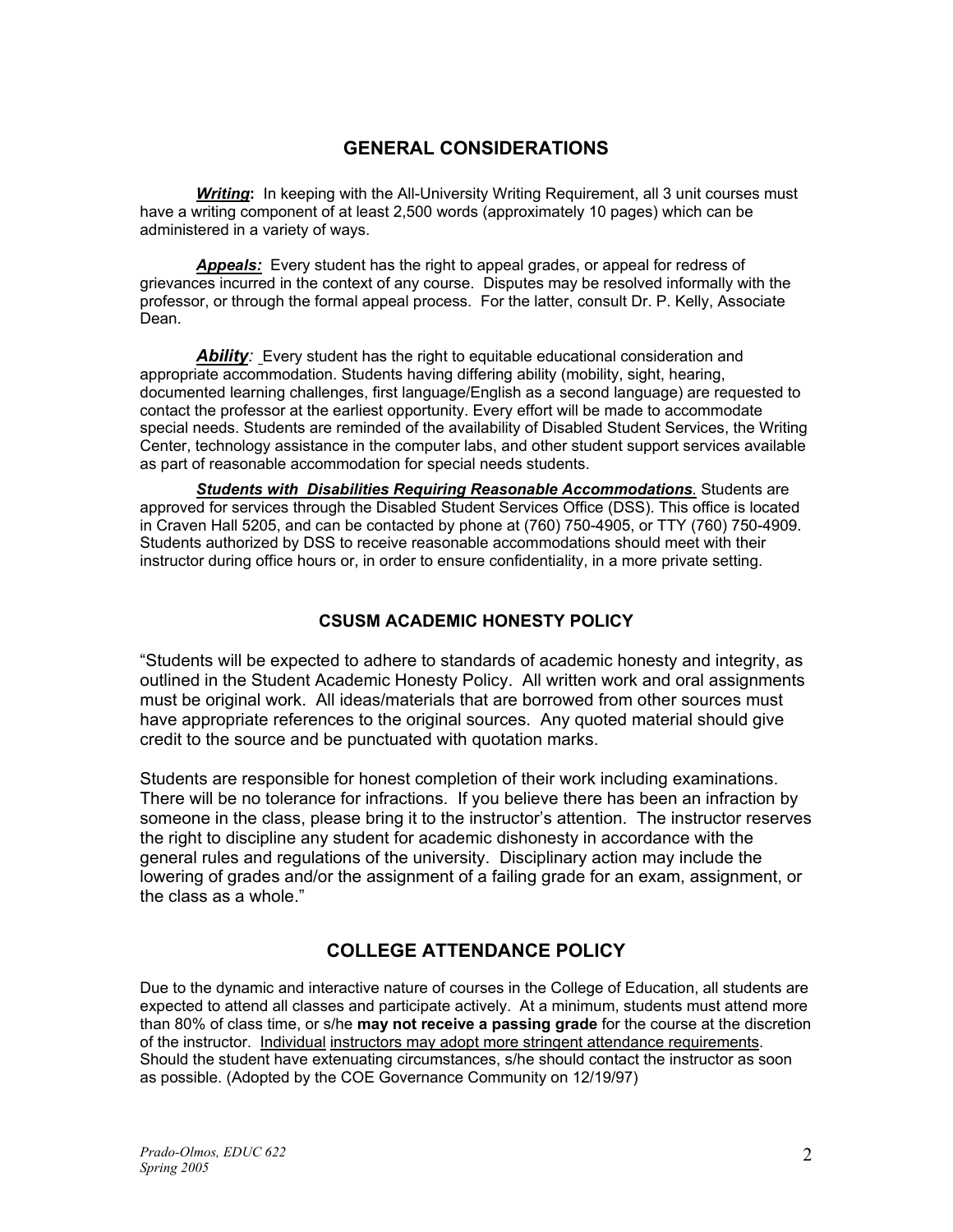## GENERAL CONSIDERATIONS

***Writing*:** In keeping with the All-University Writing Requirement, all 3 unit courses must have a writing component of at least 2,500 words (approximately 10 pages) which can be administered in a variety of ways.

***Appeals:*** Every student has the right to appeal grades, or appeal for redress of grievances incurred in the context of any course. Disputes may be resolved informally with the professor, or through the formal appeal process. For the latter, consult Dr. P. Kelly, Associate Dean.

***Ability:*** Every student has the right to equitable educational consideration and appropriate accommodation. Students having differing ability (mobility, sight, hearing, documented learning challenges, first language/English as a second language) are requested to contact the professor at the earliest opportunity. Every effort will be made to accommodate special needs. Students are reminded of the availability of Disabled Student Services, the Writing Center, technology assistance in the computer labs, and other student support services available as part of reasonable accommodation for special needs students.

***Students with Disabilities Requiring Reasonable Accommodations***. Students are approved for services through the Disabled Student Services Office (DSS). This office is located in Craven Hall 5205, and can be contacted by phone at (760) 750-4905, or TTY (760) 750-4909. Students authorized by DSS to receive reasonable accommodations should meet with their instructor during office hours or, in order to ensure confidentiality, in a more private setting.

### CSUSM ACADEMIC HONESTY POLICY

“Students will be expected to adhere to standards of academic honesty and integrity, as outlined in the Student Academic Honesty Policy. All written work and oral assignments must be original work. All ideas/materials that are borrowed from other sources must have appropriate references to the original sources. Any quoted material should give credit to the source and be punctuated with quotation marks.

Students are responsible for honest completion of their work including examinations. There will be no tolerance for infractions. If you believe there has been an infraction by someone in the class, please bring it to the instructor’s attention. The instructor reserves the right to discipline any student for academic dishonesty in accordance with the general rules and regulations of the university. Disciplinary action may include the lowering of grades and/or the assignment of a failing grade for an exam, assignment, or the class as a whole.”

## COLLEGE ATTENDANCE POLICY

Due to the dynamic and interactive nature of courses in the College of Education, all students are expected to attend all classes and participate actively. At a minimum, students must attend more than 80% of class time, or s/he **may not receive a passing grade** for the course at the discretion of the instructor. Individual instructors may adopt more stringent attendance requirements. Should the student have extenuating circumstances, s/he should contact the instructor as soon as possible. (Adopted by the COE Governance Community on 12/19/97)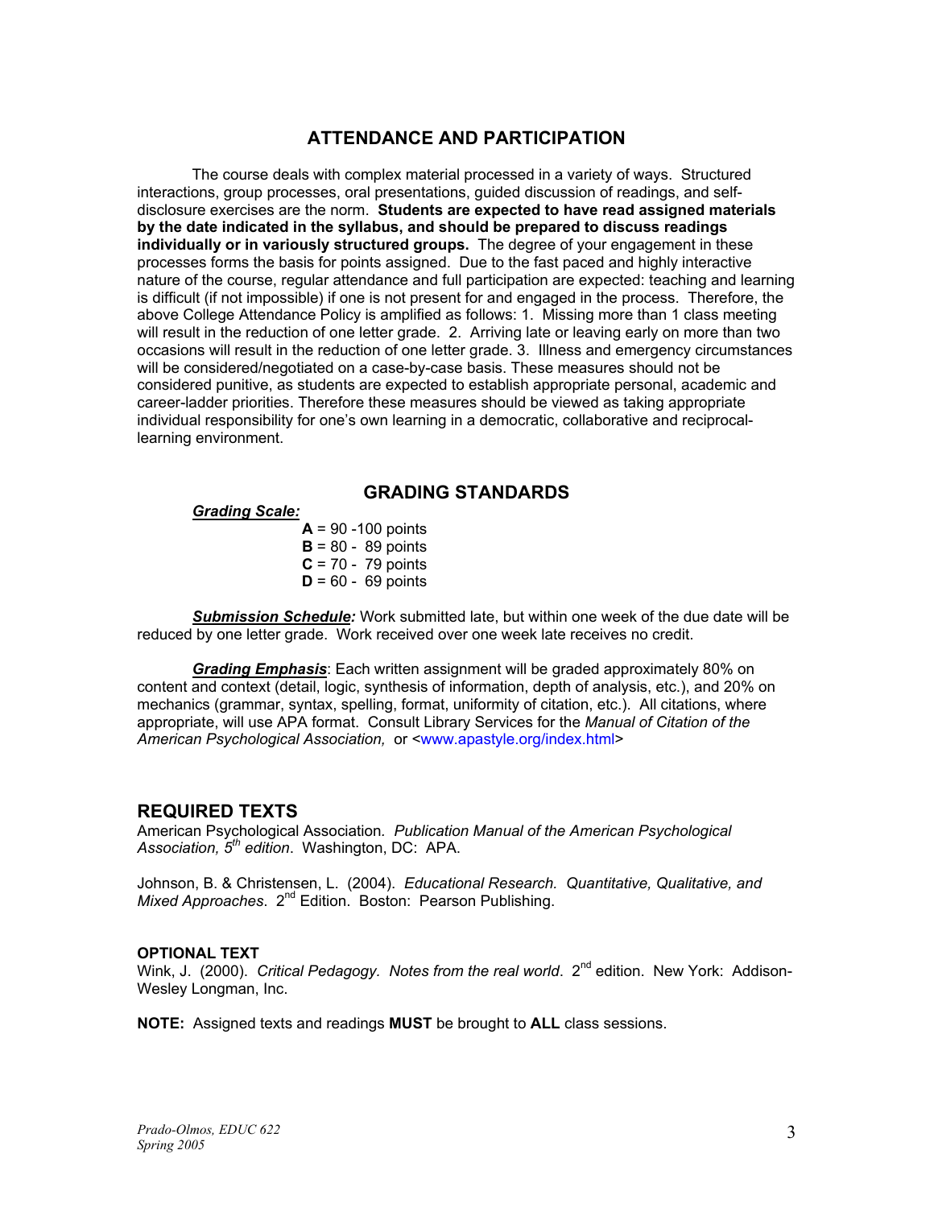## ATTENDANCE AND PARTICIPATION

The course deals with complex material processed in a variety of ways. Structured interactions, group processes, oral presentations, guided discussion of readings, and self-disclosure exercises are the norm. **Students are expected to have read assigned materials by the date indicated in the syllabus, and should be prepared to discuss readings individually or in variously structured groups.** The degree of your engagement in these processes forms the basis for points assigned. Due to the fast paced and highly interactive nature of the course, regular attendance and full participation are expected: teaching and learning is difficult (if not impossible) if one is not present for and engaged in the process. Therefore, the above College Attendance Policy is amplified as follows: 1. Missing more than 1 class meeting will result in the reduction of one letter grade. 2. Arriving late or leaving early on more than two occasions will result in the reduction of one letter grade. 3. Illness and emergency circumstances will be considered/negotiated on a case-by-case basis. These measures should not be considered punitive, as students are expected to establish appropriate personal, academic and career-ladder priorities. Therefore these measures should be viewed as taking appropriate individual responsibility for one's own learning in a democratic, collaborative and reciprocal-learning environment.

## GRADING STANDARDS

***Grading Scale:***

**A** = 90 -100 points
**B** = 80 - 89 points
**C** = 70 - 79 points
**D** = 60 - 69 points

***Submission Schedule:*** Work submitted late, but within one week of the due date will be reduced by one letter grade. Work received over one week late receives no credit.

***Grading Emphasis***: Each written assignment will be graded approximately 80% on content and context (detail, logic, synthesis of information, depth of analysis, etc.), and 20% on mechanics (grammar, syntax, spelling, format, uniformity of citation, etc.). All citations, where appropriate, will use APA format. Consult Library Services for the *Manual of Citation of the American Psychological Association,* or <www.apastyle.org/index.html>

## REQUIRED TEXTS

American Psychological Association. *Publication Manual of the American Psychological Association, 5th edition*. Washington, DC: APA.

Johnson, B. & Christensen, L. (2004). *Educational Research. Quantitative, Qualitative, and Mixed Approaches*. 2nd Edition. Boston: Pearson Publishing.

**OPTIONAL TEXT**

Wink, J. (2000). *Critical Pedagogy. Notes from the real world*. 2nd edition. New York: Addison-Wesley Longman, Inc.

**NOTE:** Assigned texts and readings **MUST** be brought to **ALL** class sessions.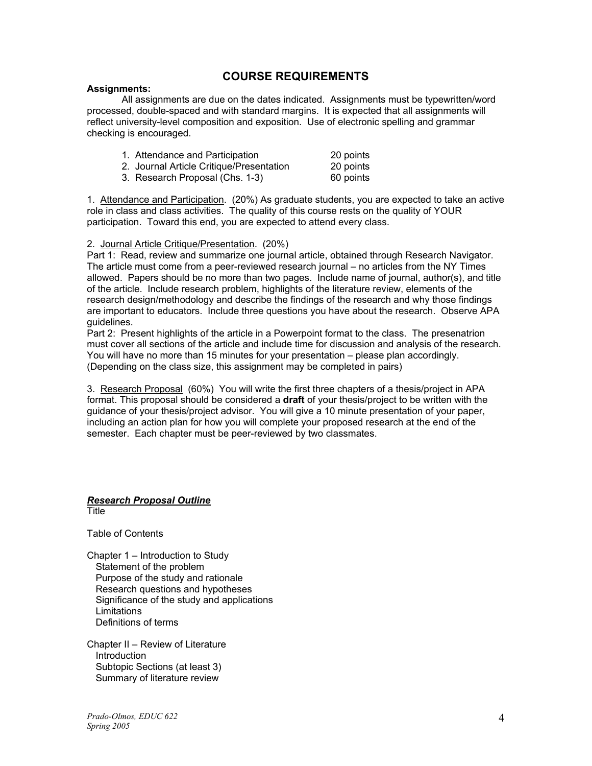## COURSE REQUIREMENTS

**Assignments:**

All assignments are due on the dates indicated. Assignments must be typewritten/word processed, double-spaced and with standard margins. It is expected that all assignments will reflect university-level composition and exposition. Use of electronic spelling and grammar checking is encouraged.

| | |
|---|---|
| 1. Attendance and Participation | 20 points |
| 2. Journal Article Critique/Presentation | 20 points |
| 3. Research Proposal (Chs. 1-3) | 60 points |

1. Attendance and Participation. (20%) As graduate students, you are expected to take an active role in class and class activities. The quality of this course rests on the quality of YOUR participation. Toward this end, you are expected to attend every class.

2. Journal Article Critique/Presentation. (20%)
Part 1: Read, review and summarize one journal article, obtained through Research Navigator. The article must come from a peer-reviewed research journal – no articles from the NY Times allowed. Papers should be no more than two pages. Include name of journal, author(s), and title of the article. Include research problem, highlights of the literature review, elements of the research design/methodology and describe the findings of the research and why those findings are important to educators. Include three questions you have about the research. Observe APA guidelines.
Part 2: Present highlights of the article in a Powerpoint format to the class. The presenatrion must cover all sections of the article and include time for discussion and analysis of the research. You will have no more than 15 minutes for your presentation – please plan accordingly. (Depending on the class size, this assignment may be completed in pairs)

3. Research Proposal (60%) You will write the first three chapters of a thesis/project in APA format. This proposal should be considered a **draft** of your thesis/project to be written with the guidance of your thesis/project advisor. You will give a 10 minute presentation of your paper, including an action plan for how you will complete your proposed research at the end of the semester. Each chapter must be peer-reviewed by two classmates.

***Research Proposal Outline***

Title

Table of Contents

Chapter 1 – Introduction to Study
- Statement of the problem
- Purpose of the study and rationale
- Research questions and hypotheses
- Significance of the study and applications
- Limitations
- Definitions of terms

Chapter II – Review of Literature
- Introduction
- Subtopic Sections (at least 3)
- Summary of literature review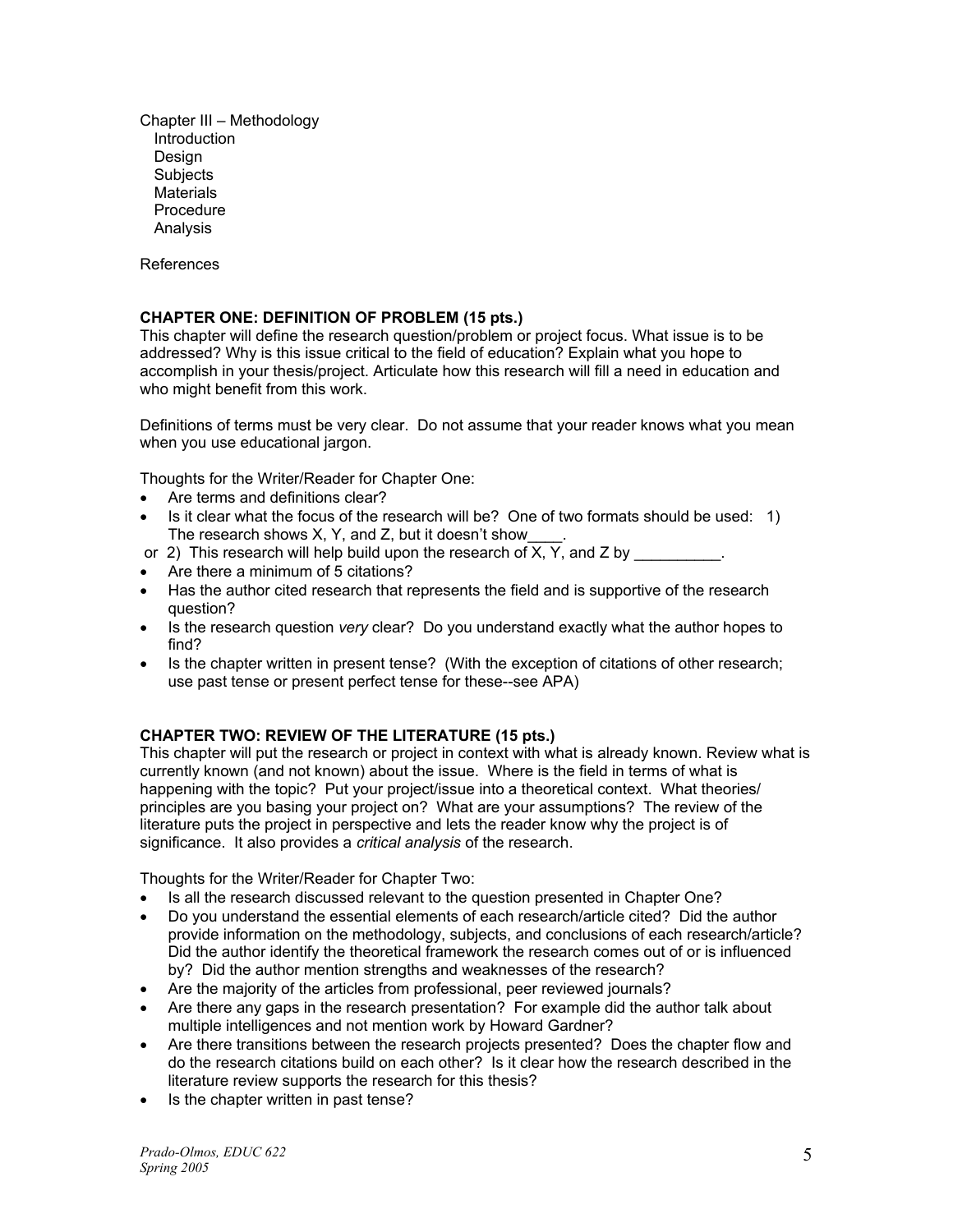Chapter III – Methodology
- Introduction
- Design
- Subjects
- Materials
- Procedure
- Analysis

References

**CHAPTER ONE: DEFINITION OF PROBLEM (15 pts.)**

This chapter will define the research question/problem or project focus. What issue is to be addressed? Why is this issue critical to the field of education? Explain what you hope to accomplish in your thesis/project. Articulate how this research will fill a need in education and who might benefit from this work.

Definitions of terms must be very clear. Do not assume that your reader knows what you mean when you use educational jargon.

Thoughts for the Writer/Reader for Chapter One:

- Are terms and definitions clear?
- Is it clear what the focus of the research will be? One of two formats should be used: 1) The research shows X, Y, and Z, but it doesn't show____.
  or 2) This research will help build upon the research of X, Y, and Z by __________.
- Are there a minimum of 5 citations?
- Has the author cited research that represents the field and is supportive of the research question?
- Is the research question *very* clear? Do you understand exactly what the author hopes to find?
- Is the chapter written in present tense? (With the exception of citations of other research; use past tense or present perfect tense for these--see APA)

**CHAPTER TWO: REVIEW OF THE LITERATURE (15 pts.)**

This chapter will put the research or project in context with what is already known. Review what is currently known (and not known) about the issue. Where is the field in terms of what is happening with the topic? Put your project/issue into a theoretical context. What theories/ principles are you basing your project on? What are your assumptions? The review of the literature puts the project in perspective and lets the reader know why the project is of significance. It also provides a *critical analysis* of the research.

Thoughts for the Writer/Reader for Chapter Two:

- Is all the research discussed relevant to the question presented in Chapter One?
- Do you understand the essential elements of each research/article cited? Did the author provide information on the methodology, subjects, and conclusions of each research/article? Did the author identify the theoretical framework the research comes out of or is influenced by? Did the author mention strengths and weaknesses of the research?
- Are the majority of the articles from professional, peer reviewed journals?
- Are there any gaps in the research presentation? For example did the author talk about multiple intelligences and not mention work by Howard Gardner?
- Are there transitions between the research projects presented? Does the chapter flow and do the research citations build on each other? Is it clear how the research described in the literature review supports the research for this thesis?
- Is the chapter written in past tense?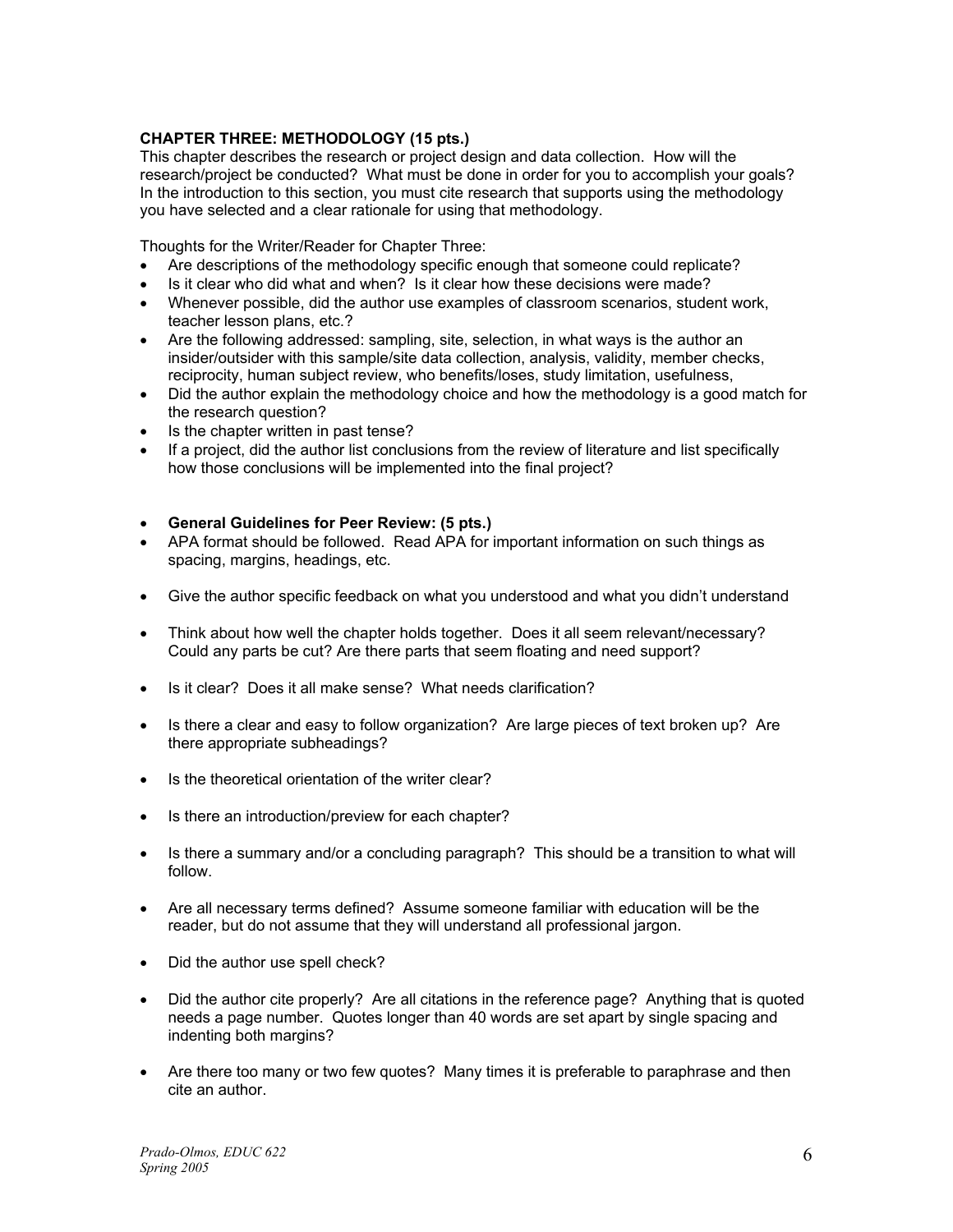**CHAPTER THREE: METHODOLOGY (15 pts.)**

This chapter describes the research or project design and data collection. How will the research/project be conducted? What must be done in order for you to accomplish your goals? In the introduction to this section, you must cite research that supports using the methodology you have selected and a clear rationale for using that methodology.

Thoughts for the Writer/Reader for Chapter Three:

- Are descriptions of the methodology specific enough that someone could replicate?
- Is it clear who did what and when? Is it clear how these decisions were made?
- Whenever possible, did the author use examples of classroom scenarios, student work, teacher lesson plans, etc.?
- Are the following addressed: sampling, site, selection, in what ways is the author an insider/outsider with this sample/site data collection, analysis, validity, member checks, reciprocity, human subject review, who benefits/loses, study limitation, usefulness,
- Did the author explain the methodology choice and how the methodology is a good match for the research question?
- Is the chapter written in past tense?
- If a project, did the author list conclusions from the review of literature and list specifically how those conclusions will be implemented into the final project?

- **General Guidelines for Peer Review: (5 pts.)**
- APA format should be followed. Read APA for important information on such things as spacing, margins, headings, etc.
- Give the author specific feedback on what you understood and what you didn't understand
- Think about how well the chapter holds together. Does it all seem relevant/necessary? Could any parts be cut? Are there parts that seem floating and need support?
- Is it clear? Does it all make sense? What needs clarification?
- Is there a clear and easy to follow organization? Are large pieces of text broken up? Are there appropriate subheadings?
- Is the theoretical orientation of the writer clear?
- Is there an introduction/preview for each chapter?
- Is there a summary and/or a concluding paragraph? This should be a transition to what will follow.
- Are all necessary terms defined? Assume someone familiar with education will be the reader, but do not assume that they will understand all professional jargon.
- Did the author use spell check?
- Did the author cite properly? Are all citations in the reference page? Anything that is quoted needs a page number. Quotes longer than 40 words are set apart by single spacing and indenting both margins?
- Are there too many or two few quotes? Many times it is preferable to paraphrase and then cite an author.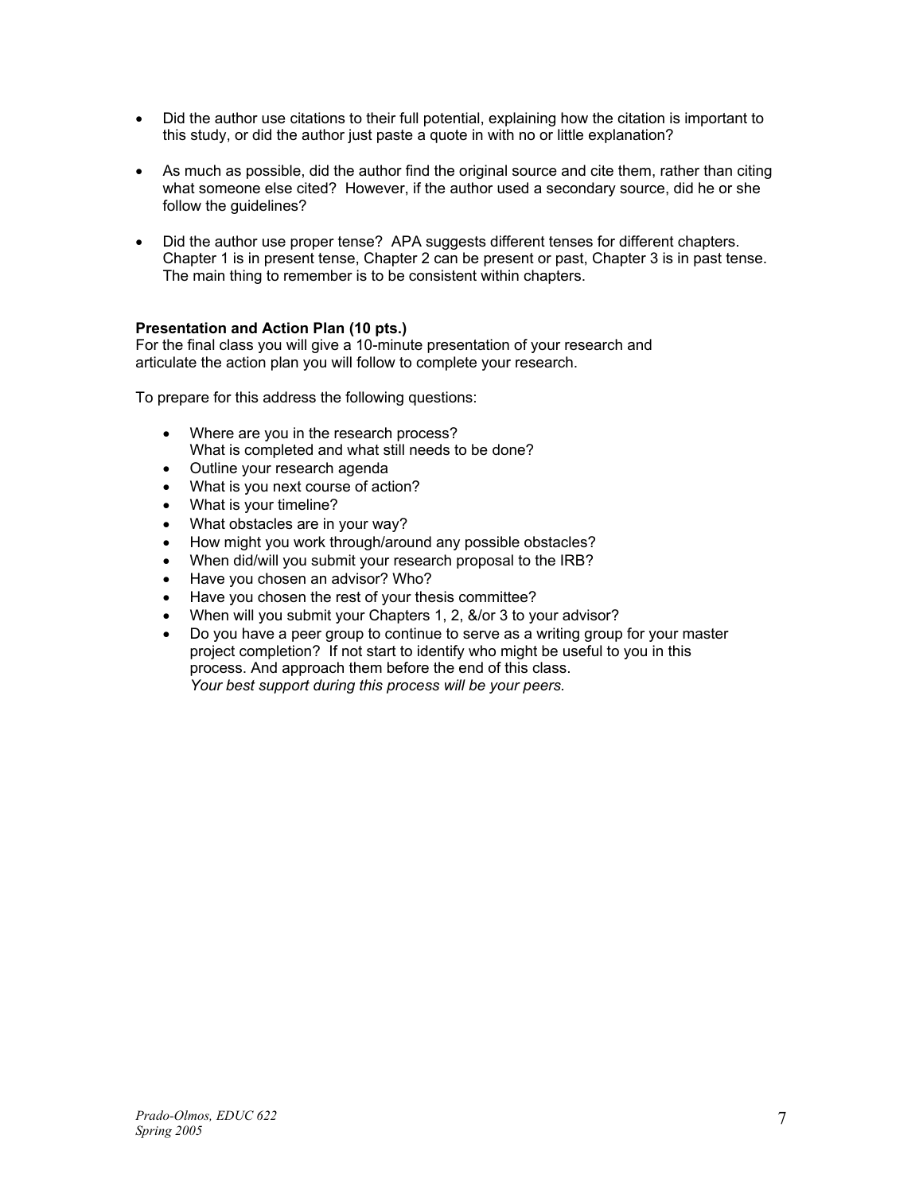- Did the author use citations to their full potential, explaining how the citation is important to this study, or did the author just paste a quote in with no or little explanation?

- As much as possible, did the author find the original source and cite them, rather than citing what someone else cited? However, if the author used a secondary source, did he or she follow the guidelines?

- Did the author use proper tense? APA suggests different tenses for different chapters. Chapter 1 is in present tense, Chapter 2 can be present or past, Chapter 3 is in past tense. The main thing to remember is to be consistent within chapters.

**Presentation and Action Plan (10 pts.)**
For the final class you will give a 10-minute presentation of your research and articulate the action plan you will follow to complete your research.

To prepare for this address the following questions:

- Where are you in the research process?
  What is completed and what still needs to be done?
- Outline your research agenda
- What is you next course of action?
- What is your timeline?
- What obstacles are in your way?
- How might you work through/around any possible obstacles?
- When did/will you submit your research proposal to the IRB?
- Have you chosen an advisor? Who?
- Have you chosen the rest of your thesis committee?
- When will you submit your Chapters 1, 2, &/or 3 to your advisor?
- Do you have a peer group to continue to serve as a writing group for your master project completion? If not start to identify who might be useful to you in this process. And approach them before the end of this class.
  *Your best support during this process will be your peers.*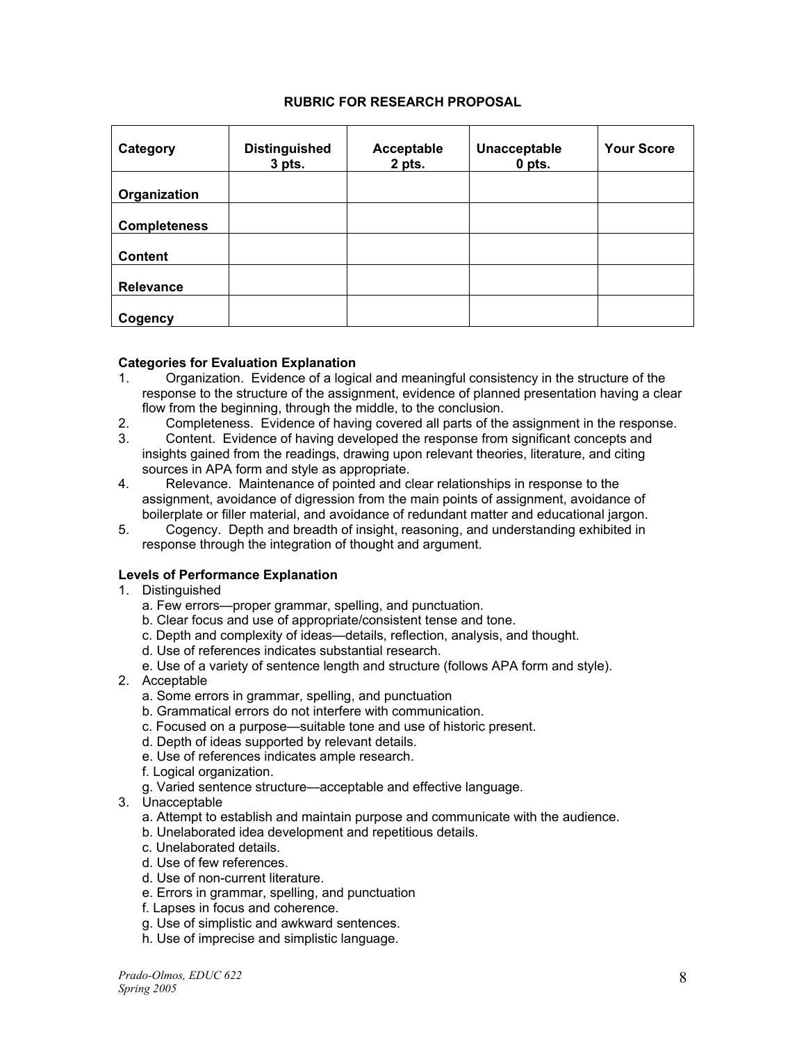## RUBRIC FOR RESEARCH PROPOSAL

| Category | Distinguished 3 pts. | Acceptable 2 pts. | Unacceptable 0 pts. | Your Score |
|---|---|---|---|---|
| Organization | | | | |
| Completeness | | | | |
| Content | | | | |
| Relevance | | | | |
| Cogency | | | | |

**Categories for Evaluation Explanation**

1. Organization. Evidence of a logical and meaningful consistency in the structure of the response to the structure of the assignment, evidence of planned presentation having a clear flow from the beginning, through the middle, to the conclusion.
2. Completeness. Evidence of having covered all parts of the assignment in the response.
3. Content. Evidence of having developed the response from significant concepts and insights gained from the readings, drawing upon relevant theories, literature, and citing sources in APA form and style as appropriate.
4. Relevance. Maintenance of pointed and clear relationships in response to the assignment, avoidance of digression from the main points of assignment, avoidance of boilerplate or filler material, and avoidance of redundant matter and educational jargon.
5. Cogency. Depth and breadth of insight, reasoning, and understanding exhibited in response through the integration of thought and argument.

**Levels of Performance Explanation**

1. Distinguished
   a. Few errors—proper grammar, spelling, and punctuation.
   b. Clear focus and use of appropriate/consistent tense and tone.
   c. Depth and complexity of ideas—details, reflection, analysis, and thought.
   d. Use of references indicates substantial research.
   e. Use of a variety of sentence length and structure (follows APA form and style).
2. Acceptable
   a. Some errors in grammar, spelling, and punctuation
   b. Grammatical errors do not interfere with communication.
   c. Focused on a purpose—suitable tone and use of historic present.
   d. Depth of ideas supported by relevant details.
   e. Use of references indicates ample research.
   f. Logical organization.
   g. Varied sentence structure—acceptable and effective language.
3. Unacceptable
   a. Attempt to establish and maintain purpose and communicate with the audience.
   b. Unelaborated idea development and repetitious details.
   c. Unelaborated details.
   d. Use of few references.
   d. Use of non-current literature.
   e. Errors in grammar, spelling, and punctuation
   f. Lapses in focus and coherence.
   g. Use of simplistic and awkward sentences.
   h. Use of imprecise and simplistic language.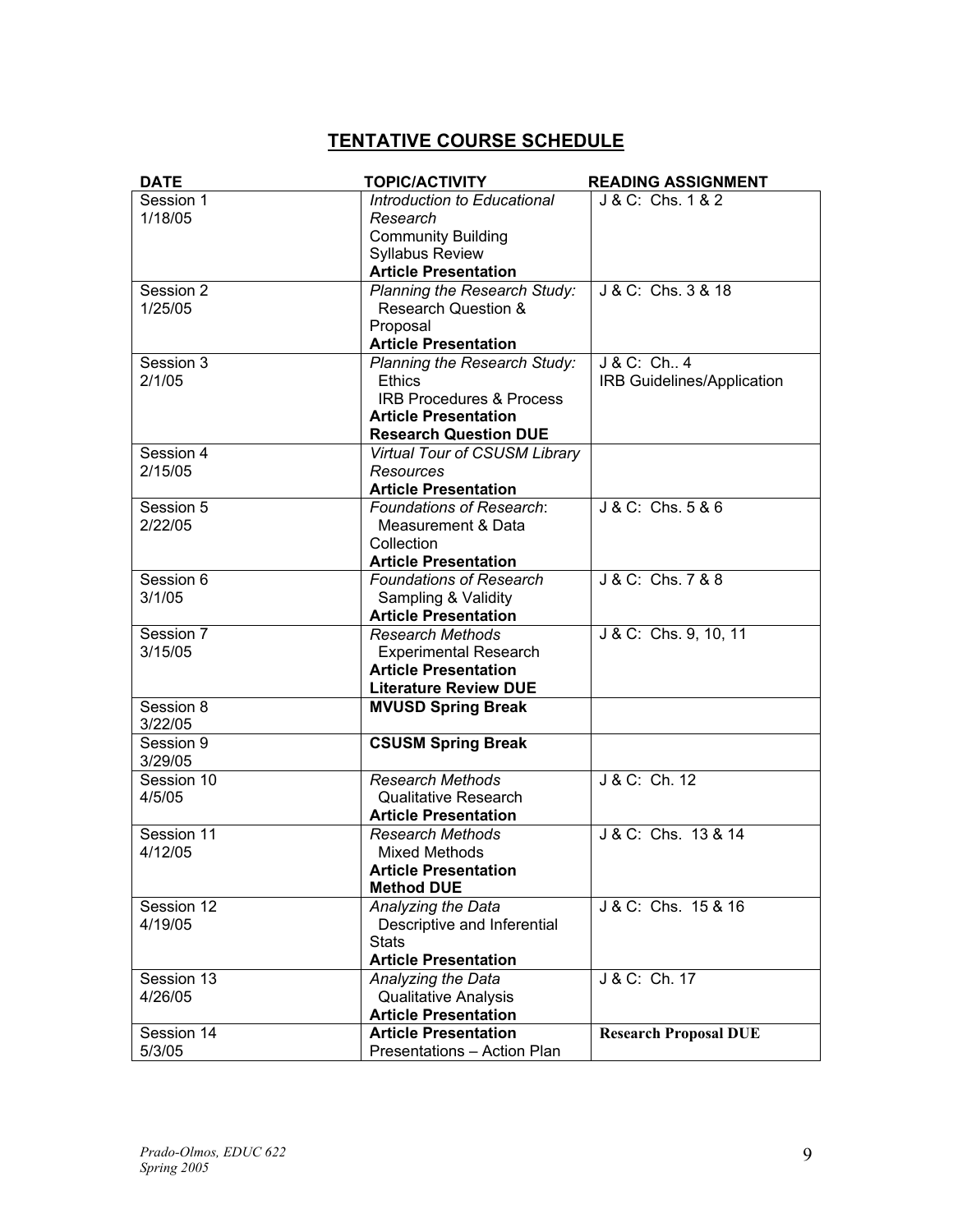## TENTATIVE COURSE SCHEDULE

| DATE | TOPIC/ACTIVITY | READING ASSIGNMENT |
|---|---|---|
| Session 1<br>1/18/05 | *Introduction to Educational Research*<br>Community Building<br>Syllabus Review<br>**Article Presentation** | J & C: Chs. 1 & 2 |
| Session 2<br>1/25/05 | *Planning the Research Study:*<br>Research Question & Proposal<br>**Article Presentation** | J & C: Chs. 3 & 18 |
| Session 3<br>2/1/05 | *Planning the Research Study:*<br>Ethics<br>IRB Procedures & Process<br>**Article Presentation**<br>**Research Question DUE** | J & C: Ch.. 4<br>IRB Guidelines/Application |
| Session 4<br>2/15/05 | *Virtual Tour of CSUSM Library Resources*<br>**Article Presentation** | |
| Session 5<br>2/22/05 | *Foundations of Research*:<br>Measurement & Data Collection<br>**Article Presentation** | J & C: Chs. 5 & 6 |
| Session 6<br>3/1/05 | *Foundations of Research*<br>Sampling & Validity<br>**Article Presentation** | J & C: Chs. 7 & 8 |
| Session 7<br>3/15/05 | *Research Methods*<br>Experimental Research<br>**Article Presentation**<br>**Literature Review DUE** | J & C: Chs. 9, 10, 11 |
| Session 8<br>3/22/05 | **MVUSD Spring Break** | |
| Session 9<br>3/29/05 | **CSUSM Spring Break** | |
| Session 10<br>4/5/05 | *Research Methods*<br>Qualitative Research<br>**Article Presentation** | J & C: Ch. 12 |
| Session 11<br>4/12/05 | *Research Methods*<br>Mixed Methods<br>**Article Presentation**<br>**Method DUE** | J & C: Chs. 13 & 14 |
| Session 12<br>4/19/05 | *Analyzing the Data*<br>Descriptive and Inferential Stats<br>**Article Presentation** | J & C: Chs. 15 & 16 |
| Session 13<br>4/26/05 | *Analyzing the Data*<br>Qualitative Analysis<br>**Article Presentation** | J & C: Ch. 17 |
| Session 14<br>5/3/05 | **Article Presentation**<br>Presentations – Action Plan | **Research Proposal DUE** |